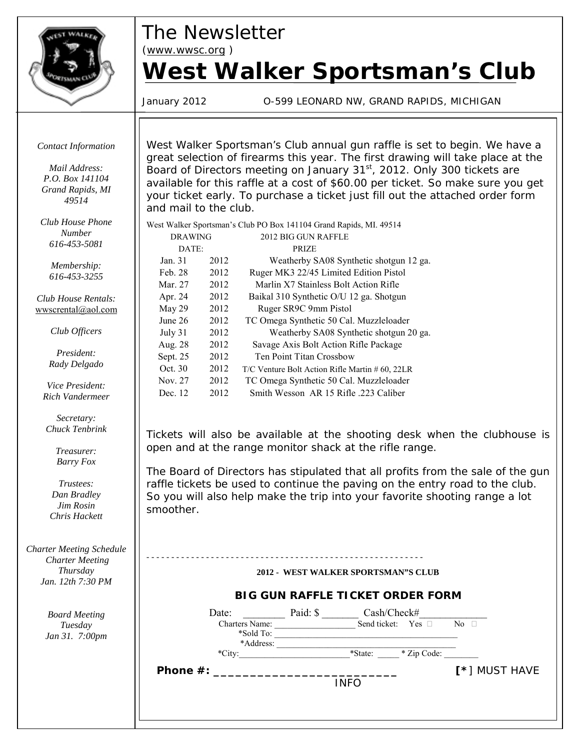# The Newsletter

(www.wwsc.org )

# West Walker Sportsman's Club

January 2012 O-599 LEONARD NW, GRAND RAPIDS, MICHIGAN

*Contact Information*

*Mail Address:*
*P.O. Box 141104*
*Grand Rapids, MI 49514*

*Club House Phone Number*
*616-453-5081*

*Membership:*
*616-453-3255*

*Club House Rentals:*
wwscrental@aol.com

*Club Officers*

*President:*
*Rady Delgado*

*Vice President:*
*Rich Vandermeer*

*Secretary:*
*Chuck Tenbrink*

*Treasurer:*
*Barry Fox*

*Trustees:*
*Dan Bradley*
*Jim Rosin*
*Chris Hackett*

*Charter Meeting Schedule*
*Charter Meeting*
*Thursday*
*Jan. 12th 7:30 PM*

*Board Meeting*
*Tuesday*
*Jan 31. 7:00pm*

West Walker Sportsman's Club annual gun raffle is set to begin. We have a great selection of firearms this year. The first drawing will take place at the Board of Directors meeting on January 31st, 2012. Only 300 tickets are available for this raffle at a cost of $60.00 per ticket. So make sure you get your ticket early. To purchase a ticket just fill out the attached order form and mail to the club.

West Walker Sportsman's Club PO Box 141104 Grand Rapids, MI. 49514

| DRAWING DATE: | | 2012 BIG GUN RAFFLE PRIZE |
|---|---|---|
| Jan. 31 | 2012 | Weatherby SA08 Synthetic shotgun 12 ga. |
| Feb. 28 | 2012 | Ruger MK3 22/45 Limited Edition Pistol |
| Mar. 27 | 2012 | Marlin X7 Stainless Bolt Action Rifle |
| Apr. 24 | 2012 | Baikal 310 Synthetic O/U 12 ga. Shotgun |
| May 29 | 2012 | Ruger SR9C 9mm Pistol |
| June 26 | 2012 | TC Omega Synthetic 50 Cal. Muzzleloader |
| July 31 | 2012 | Weatherby SA08 Synthetic shotgun 20 ga. |
| Aug. 28 | 2012 | Savage Axis Bolt Action Rifle Package |
| Sept. 25 | 2012 | Ten Point Titan Crossbow |
| Oct. 30 | 2012 | T/C Venture Bolt Action Rifle Martin # 60, 22LR |
| Nov. 27 | 2012 | TC Omega Synthetic 50 Cal. Muzzleloader |
| Dec. 12 | 2012 | Smith Wesson AR 15 Rifle .223 Caliber |

Tickets will also be available at the shooting desk when the clubhouse is open and at the range monitor shack at the rifle range.

The Board of Directors has stipulated that all profits from the sale of the gun raffle tickets be used to continue the paving on the entry road to the club. So you will also help make the trip into your favorite shooting range a lot smoother.

- - - - - - - - - - - - - - - - - - - - - - - - - - - - - - - - - - - - - - - - - - - - - - - - - - - - -

**2012 - WEST WALKER SPORTSMAN"S CLUB**

**BIG GUN RAFFLE TICKET ORDER FORM**

Date: ________ Paid: $ _______ Cash/Check#_____________

Charters Name: __________________ Send ticket: Yes ☐ No ☐

*Sold To: ___________________________________________

*Address: ___________________________________________

*City:_________________________*State: _____ * Zip Code: ________

**Phone #: ___________________________** **[*]** MUST HAVE INFO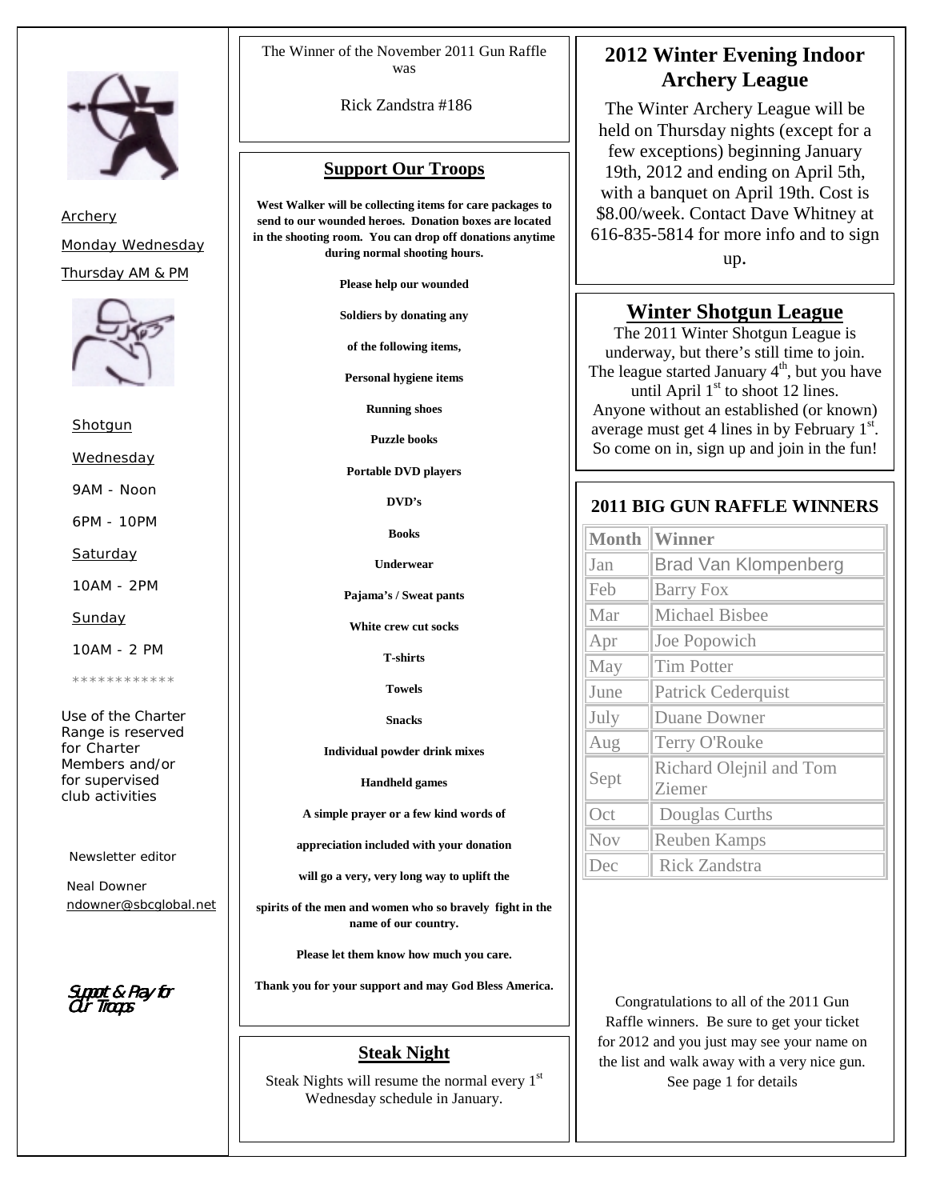Archery

Monday Wednesday

Thursday AM & PM

Shotgun

Wednesday

9AM - Noon

6PM - 10PM

Saturday

10AM - 2PM

Sunday

10AM - 2 PM

************

Use of the Charter Range is reserved for Charter Members and/or for supervised club activities

Newsletter editor

Neal Downer
ndowner@sbcglobal.net

Support & Pray for Our Troops

The Winner of the November 2011 Gun Raffle was

Rick Zandstra #186

## Support Our Troops

**West Walker will be collecting items for care packages to send to our wounded heroes. Donation boxes are located in the shooting room. You can drop off donations anytime during normal shooting hours.**

**Please help our wounded**

**Soldiers by donating any**

**of the following items,**

**Personal hygiene items**

**Running shoes**

**Puzzle books**

**Portable DVD players**

**DVD's**

**Books**

**Underwear**

**Pajama's / Sweat pants**

**White crew cut socks**

**T-shirts**

**Towels**

**Snacks**

**Individual powder drink mixes**

**Handheld games**

**A simple prayer or a few kind words of**

**appreciation included with your donation**

**will go a very, very long way to uplift the**

**spirits of the men and women who so bravely fight in the name of our country.**

**Please let them know how much you care.**

**Thank you for your support and may God Bless America.**

## Steak Night

Steak Nights will resume the normal every 1st Wednesday schedule in January.

## 2012 Winter Evening Indoor Archery League

The Winter Archery League will be held on Thursday nights (except for a few exceptions) beginning January 19th, 2012 and ending on April 5th, with a banquet on April 19th. Cost is $8.00/week. Contact Dave Whitney at 616-835-5814 for more info and to sign up.

## Winter Shotgun League

The 2011 Winter Shotgun League is underway, but there's still time to join. The league started January 4th, but you have until April 1st to shoot 12 lines. Anyone without an established (or known) average must get 4 lines in by February 1st. So come on in, sign up and join in the fun!

### 2011 BIG GUN RAFFLE WINNERS

| Month | Winner |
|---|---|
| Jan | Brad Van Klompenberg |
| Feb | Barry Fox |
| Mar | Michael Bisbee |
| Apr | Joe Popowich |
| May | Tim Potter |
| June | Patrick Cederquist |
| July | Duane Downer |
| Aug | Terry O'Rouke |
| Sept | Richard Olejnil and Tom Ziemer |
| Oct | Douglas Curths |
| Nov | Reuben Kamps |
| Dec | Rick Zandstra |

Congratulations to all of the 2011 Gun Raffle winners. Be sure to get your ticket for 2012 and you just may see your name on the list and walk away with a very nice gun. See page 1 for details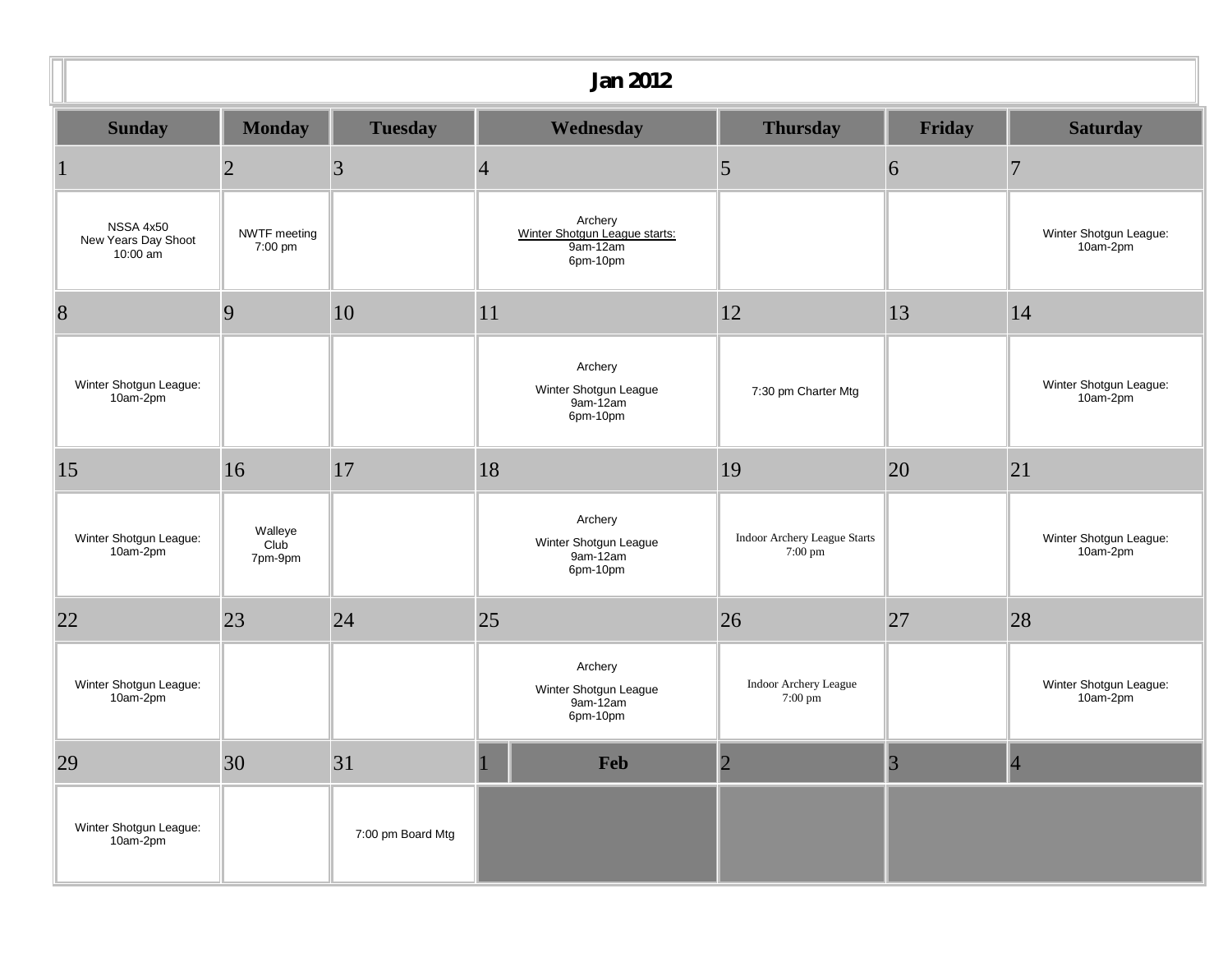## Jan 2012

| Sunday | Monday | Tuesday | Wednesday | Thursday | Friday | Saturday |
|---|---|---|---|---|---|---|
| 1 | 2 | 3 | 4 | 5 | 6 | 7 |
| NSSA 4x50<br>New Years Day Shoot<br>10:00 am | NWTF meeting<br>7:00 pm | | Archery<br>Winter Shotgun League starts:<br>9am-12am<br>6pm-10pm | | | Winter Shotgun League:<br>10am-2pm |
| 8 | 9 | 10 | 11 | 12 | 13 | 14 |
| Winter Shotgun League:<br>10am-2pm | | | Archery<br>Winter Shotgun League<br>9am-12am<br>6pm-10pm | 7:30 pm Charter Mtg | | Winter Shotgun League:<br>10am-2pm |
| 15 | 16 | 17 | 18 | 19 | 20 | 21 |
| Winter Shotgun League:<br>10am-2pm | Walleye<br>Club<br>7pm-9pm | | Archery<br>Winter Shotgun League<br>9am-12am<br>6pm-10pm | Indoor Archery League Starts<br>7:00 pm | | Winter Shotgun League:<br>10am-2pm |
| 22 | 23 | 24 | 25 | 26 | 27 | 28 |
| Winter Shotgun League:<br>10am-2pm | | | Archery<br>Winter Shotgun League<br>9am-12am<br>6pm-10pm | Indoor Archery League<br>7:00 pm | | Winter Shotgun League:<br>10am-2pm |
| 29 | 30 | 31 | 1 Feb | 2 | 3 | 4 |
| Winter Shotgun League:<br>10am-2pm | | 7:00 pm Board Mtg | | | | |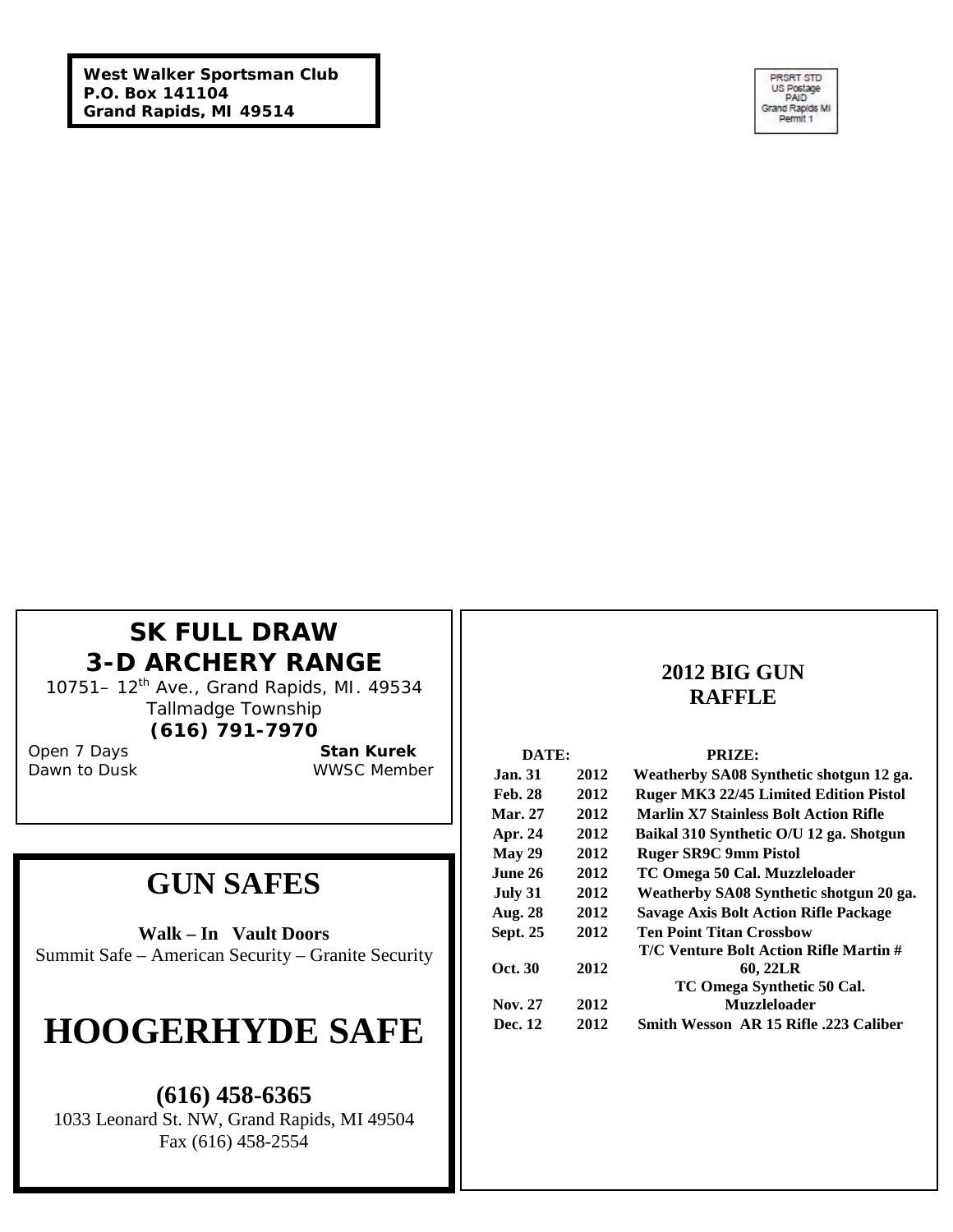West Walker Sportsman Club
P.O. Box 141104
Grand Rapids, MI 49514

PRSRT STD
US Postage
PAID
Grand Rapids MI
Permit 1

## SK FULL DRAW 3-D ARCHERY RANGE

10751– 12th Ave., Grand Rapids, MI. 49534
Tallmadge Township
**(616) 791-7970**

Open 7 Days
Dawn to Dusk

**Stan Kurek**
WWSC Member

# GUN SAFES

**Walk – In Vault Doors**
Summit Safe – American Security – Granite Security

# HOOGERHYDE SAFE

**(616) 458-6365**
1033 Leonard St. NW, Grand Rapids, MI 49504
Fax (616) 458-2554

## 2012 BIG GUN RAFFLE

| DATE: | | PRIZE: |
|---|---|---|
| Jan. 31 | 2012 | Weatherby SA08 Synthetic shotgun 12 ga. |
| Feb. 28 | 2012 | Ruger MK3 22/45 Limited Edition Pistol |
| Mar. 27 | 2012 | Marlin X7 Stainless Bolt Action Rifle |
| Apr. 24 | 2012 | Baikal 310 Synthetic O/U 12 ga. Shotgun |
| May 29 | 2012 | Ruger SR9C 9mm Pistol |
| June 26 | 2012 | TC Omega 50 Cal. Muzzleloader |
| July 31 | 2012 | Weatherby SA08 Synthetic shotgun 20 ga. |
| Aug. 28 | 2012 | Savage Axis Bolt Action Rifle Package |
| Sept. 25 | 2012 | Ten Point Titan Crossbow |
| Oct. 30 | 2012 | T/C Venture Bolt Action Rifle Martin # 60, 22LR |
| Nov. 27 | 2012 | TC Omega Synthetic 50 Cal. Muzzleloader |
| Dec. 12 | 2012 | Smith Wesson AR 15 Rifle .223 Caliber |